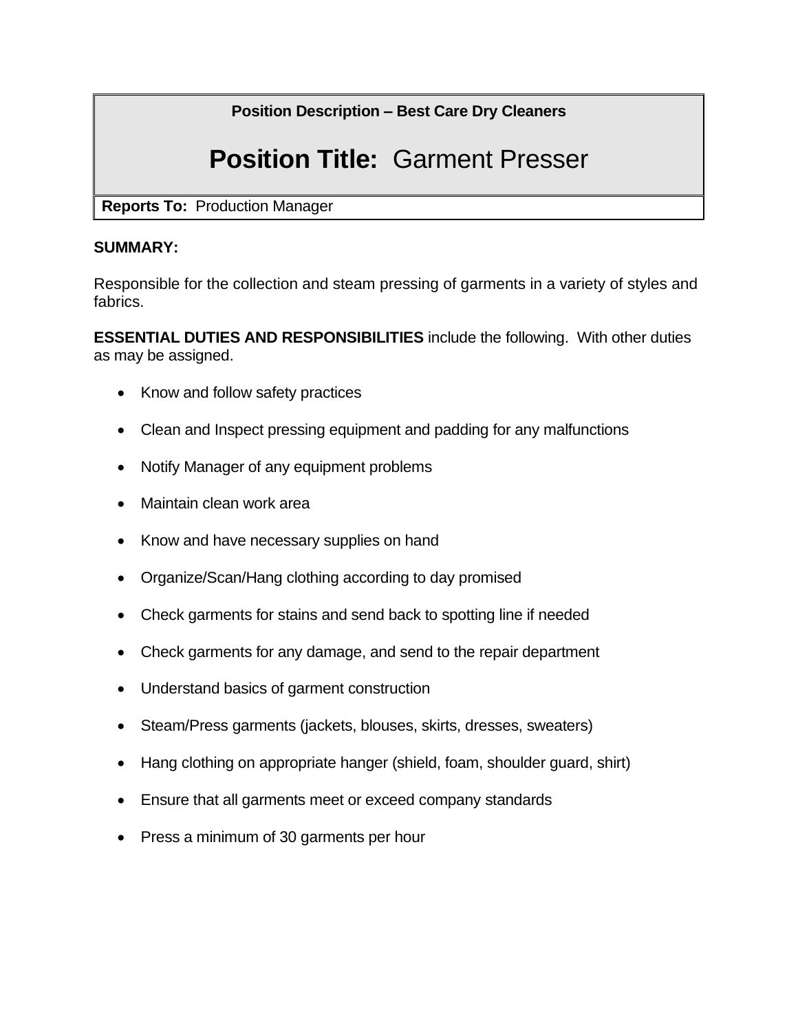**Position Description – Best Care Dry Cleaners**

# Position Title: Garment Presser

**Reports To:** Production Manager

**SUMMARY:**

Responsible for the collection and steam pressing of garments in a variety of styles and fabrics.

**ESSENTIAL DUTIES AND RESPONSIBILITIES** include the following. With other duties as may be assigned.

- Know and follow safety practices
- Clean and Inspect pressing equipment and padding for any malfunctions
- Notify Manager of any equipment problems
- Maintain clean work area
- Know and have necessary supplies on hand
- Organize/Scan/Hang clothing according to day promised
- Check garments for stains and send back to spotting line if needed
- Check garments for any damage, and send to the repair department
- Understand basics of garment construction
- Steam/Press garments (jackets, blouses, skirts, dresses, sweaters)
- Hang clothing on appropriate hanger (shield, foam, shoulder guard, shirt)
- Ensure that all garments meet or exceed company standards
- Press a minimum of 30 garments per hour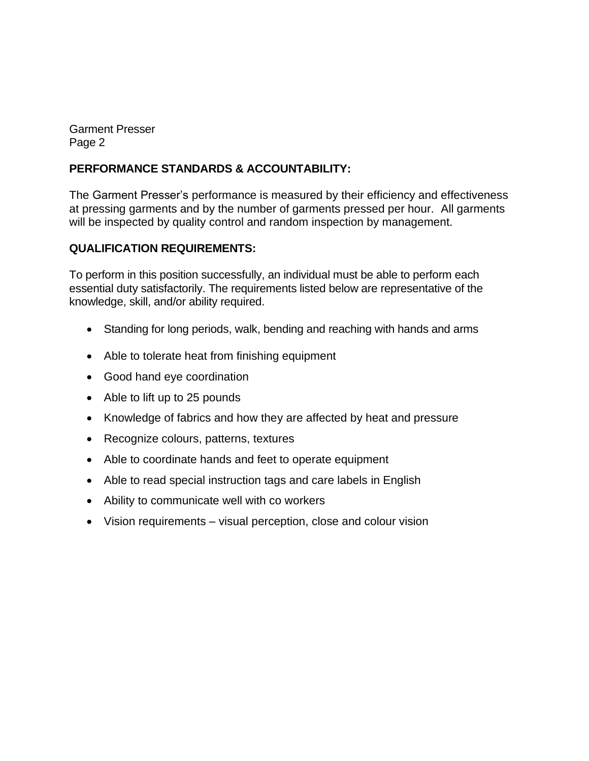## PERFORMANCE STANDARDS & ACCOUNTABILITY:

The Garment Presser's performance is measured by their efficiency and effectiveness at pressing garments and by the number of garments pressed per hour. All garments will be inspected by quality control and random inspection by management.

## QUALIFICATION REQUIREMENTS:

To perform in this position successfully, an individual must be able to perform each essential duty satisfactorily. The requirements listed below are representative of the knowledge, skill, and/or ability required.

- Standing for long periods, walk, bending and reaching with hands and arms
- Able to tolerate heat from finishing equipment
- Good hand eye coordination
- Able to lift up to 25 pounds
- Knowledge of fabrics and how they are affected by heat and pressure
- Recognize colours, patterns, textures
- Able to coordinate hands and feet to operate equipment
- Able to read special instruction tags and care labels in English
- Ability to communicate well with co workers
- Vision requirements – visual perception, close and colour vision